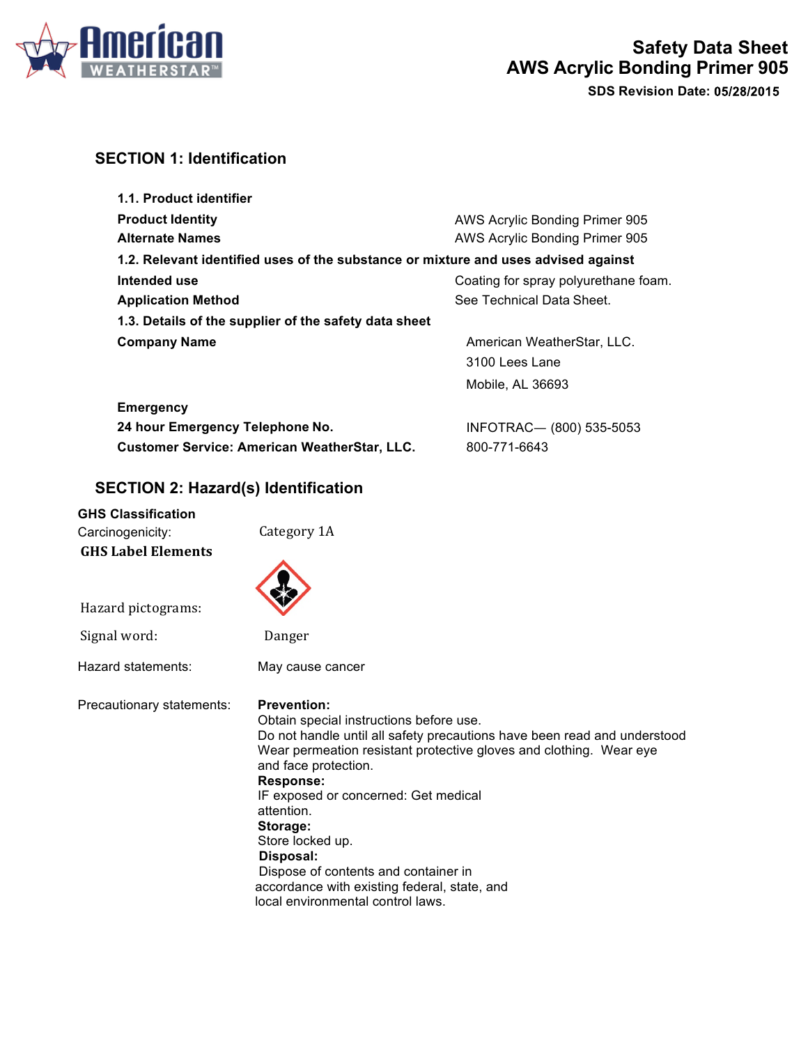# Safety Data Sheet
# AWS Acrylic Bonding Primer 905

**SDS Revision Date: 05/28/2015**

## SECTION 1: Identification

**1.1. Product identifier**

| | |
|---|---|
| **Product Identity** | AWS Acrylic Bonding Primer 905 |
| **Alternate Names** | AWS Acrylic Bonding Primer 905 |

**1.2. Relevant identified uses of the substance or mixture and uses advised against**

| | |
|---|---|
| **Intended use** | Coating for spray polyurethane foam. |
| **Application Method** | See Technical Data Sheet. |

**1.3. Details of the supplier of the safety data sheet**

| | |
|---|---|
| **Company Name** | American WeatherStar, LLC.<br>3100 Lees Lane<br>Mobile, AL 36693 |

**Emergency**

| | |
|---|---|
| **24 hour Emergency Telephone No.** | INFOTRAC— (800) 535-5053 |
| **Customer Service: American WeatherStar, LLC.** | 800-771-6643 |

## SECTION 2: Hazard(s) Identification

**GHS Classification**

Carcinogenicity: Category 1A

**GHS Label Elements**

Hazard pictograms:

Signal word: Danger

Hazard statements: May cause cancer

Precautionary statements:

**Prevention:**
Obtain special instructions before use.
Do not handle until all safety precautions have been read and understood
Wear permeation resistant protective gloves and clothing. Wear eye and face protection.

**Response:**
IF exposed or concerned: Get medical attention.

**Storage:**
Store locked up.

**Disposal:**
Dispose of contents and container in accordance with existing federal, state, and local environmental control laws.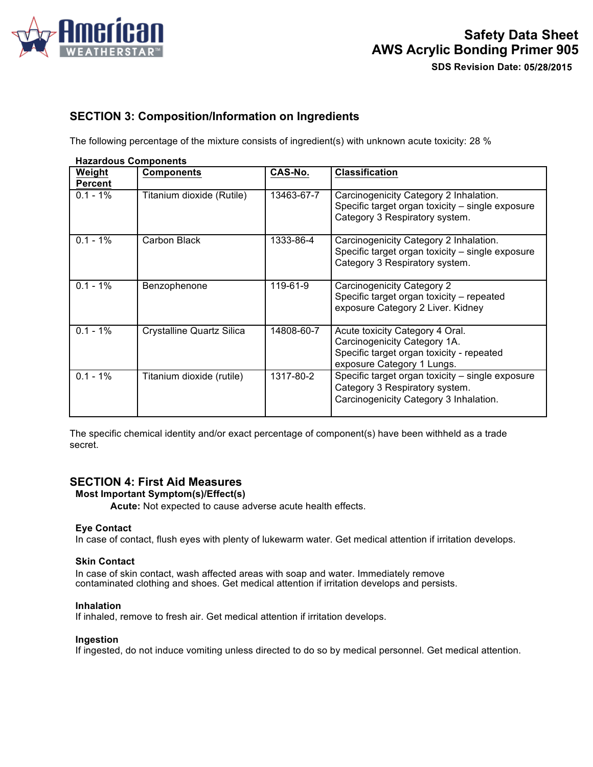## SECTION 3: Composition/Information on Ingredients

The following percentage of the mixture consists of ingredient(s) with unknown acute toxicity: 28 %

**Hazardous Components**

| Weight Percent | Components | CAS-No. | Classification |
|---|---|---|---|
| 0.1 - 1% | Titanium dioxide (Rutile) | 13463-67-7 | Carcinogenicity Category 2 Inhalation. Specific target organ toxicity – single exposure Category 3 Respiratory system. |
| 0.1 - 1% | Carbon Black | 1333-86-4 | Carcinogenicity Category 2 Inhalation. Specific target organ toxicity – single exposure Category 3 Respiratory system. |
| 0.1 - 1% | Benzophenone | 119-61-9 | Carcinogenicity Category 2 Specific target organ toxicity – repeated exposure Category 2 Liver. Kidney |
| 0.1 - 1% | Crystalline Quartz Silica | 14808-60-7 | Acute toxicity Category 4 Oral. Carcinogenicity Category 1A. Specific target organ toxicity - repeated exposure Category 1 Lungs. |
| 0.1 - 1% | Titanium dioxide (rutile) | 1317-80-2 | Specific target organ toxicity – single exposure Category 3 Respiratory system. Carcinogenicity Category 3 Inhalation. |

The specific chemical identity and/or exact percentage of component(s) have been withheld as a trade secret.

## SECTION 4: First Aid Measures

**Most Important Symptom(s)/Effect(s)**

**Acute:** Not expected to cause adverse acute health effects.

**Eye Contact**

In case of contact, flush eyes with plenty of lukewarm water. Get medical attention if irritation develops.

**Skin Contact**

In case of skin contact, wash affected areas with soap and water. Immediately remove contaminated clothing and shoes. Get medical attention if irritation develops and persists.

**Inhalation**

If inhaled, remove to fresh air. Get medical attention if irritation develops.

**Ingestion**

If ingested, do not induce vomiting unless directed to do so by medical personnel. Get medical attention.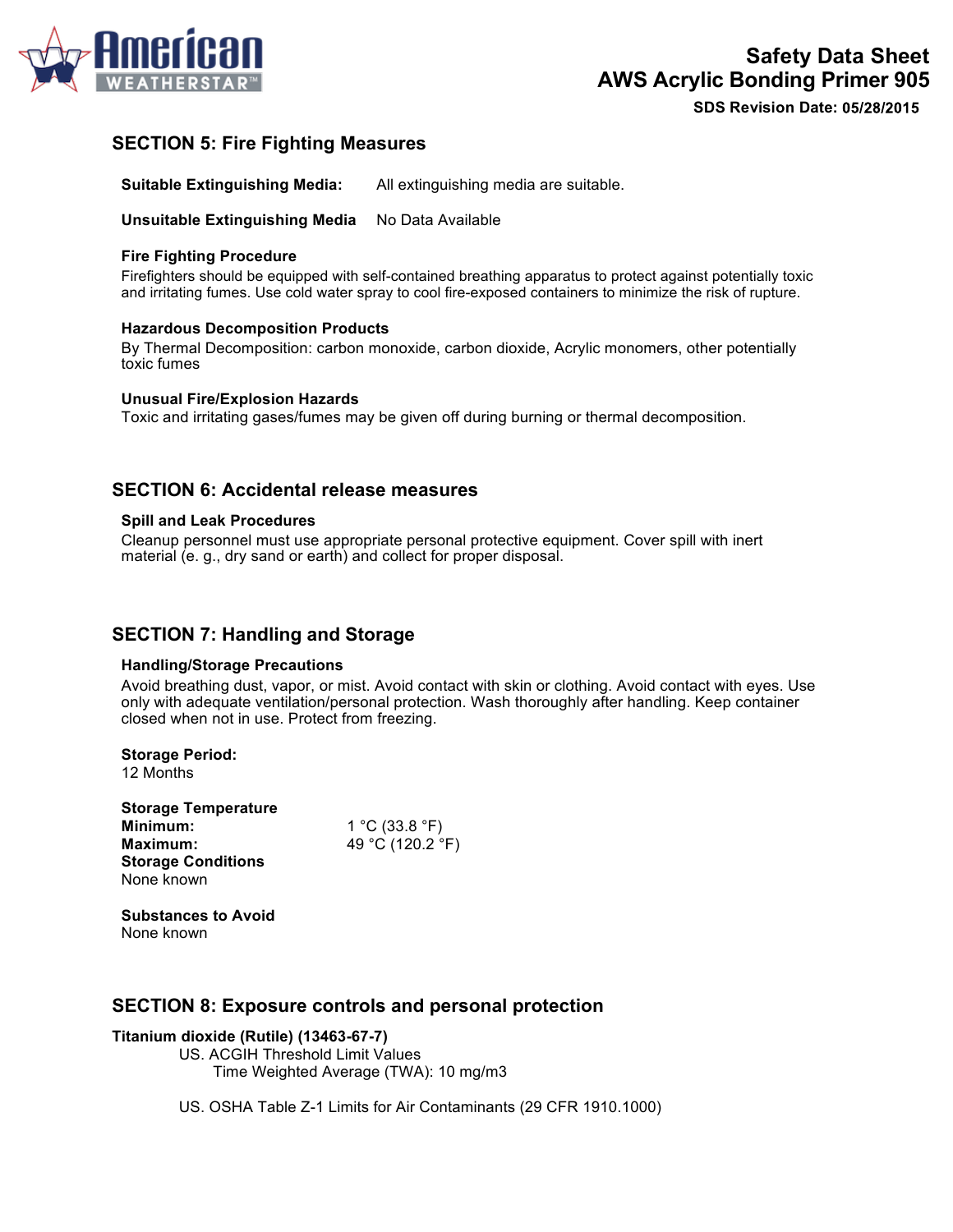## SECTION 5: Fire Fighting Measures

**Suitable Extinguishing Media:** All extinguishing media are suitable.

**Unsuitable Extinguishing Media** No Data Available

**Fire Fighting Procedure**
Firefighters should be equipped with self-contained breathing apparatus to protect against potentially toxic and irritating fumes. Use cold water spray to cool fire-exposed containers to minimize the risk of rupture.

**Hazardous Decomposition Products**
By Thermal Decomposition: carbon monoxide, carbon dioxide, Acrylic monomers, other potentially toxic fumes

**Unusual Fire/Explosion Hazards**
Toxic and irritating gases/fumes may be given off during burning or thermal decomposition.

## SECTION 6: Accidental release measures

**Spill and Leak Procedures**
Cleanup personnel must use appropriate personal protective equipment. Cover spill with inert material (e. g., dry sand or earth) and collect for proper disposal.

## SECTION 7: Handling and Storage

**Handling/Storage Precautions**
Avoid breathing dust, vapor, or mist. Avoid contact with skin or clothing. Avoid contact with eyes. Use only with adequate ventilation/personal protection. Wash thoroughly after handling. Keep container closed when not in use. Protect from freezing.

**Storage Period:**
12 Months

**Storage Temperature**
**Minimum:** 1 °C (33.8 °F)
**Maximum:** 49 °C (120.2 °F)
**Storage Conditions**
None known

**Substances to Avoid**
None known

## SECTION 8: Exposure controls and personal protection

**Titanium dioxide (Rutile) (13463-67-7)**

US. ACGIH Threshold Limit Values
Time Weighted Average (TWA): 10 mg/m3

US. OSHA Table Z-1 Limits for Air Contaminants (29 CFR 1910.1000)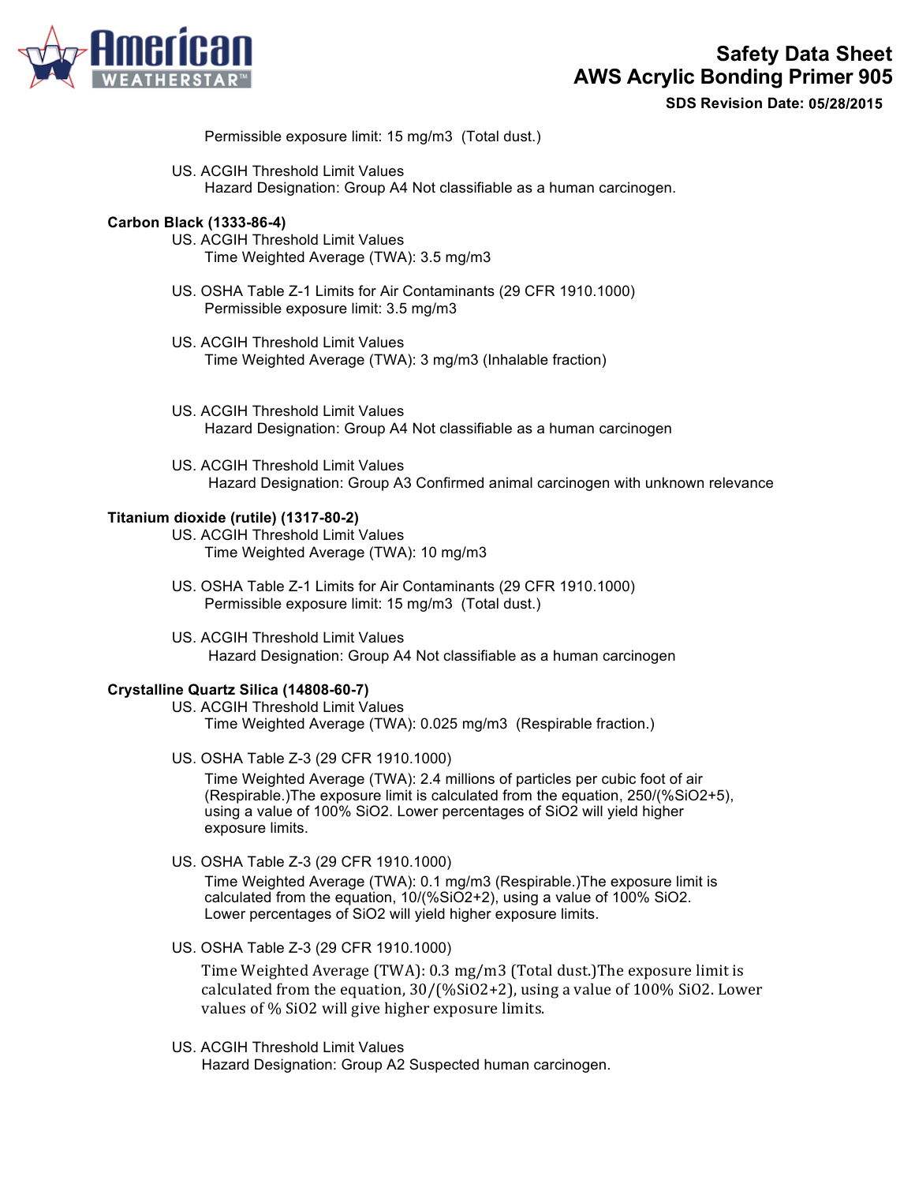Permissible exposure limit: 15 mg/m3 (Total dust.)

US. ACGIH Threshold Limit Values
Hazard Designation: Group A4 Not classifiable as a human carcinogen.

**Carbon Black (1333-86-4)**

US. ACGIH Threshold Limit Values
Time Weighted Average (TWA): 3.5 mg/m3

US. OSHA Table Z-1 Limits for Air Contaminants (29 CFR 1910.1000)
Permissible exposure limit: 3.5 mg/m3

US. ACGIH Threshold Limit Values
Time Weighted Average (TWA): 3 mg/m3 (Inhalable fraction)

US. ACGIH Threshold Limit Values
Hazard Designation: Group A4 Not classifiable as a human carcinogen

US. ACGIH Threshold Limit Values
Hazard Designation: Group A3 Confirmed animal carcinogen with unknown relevance

**Titanium dioxide (rutile) (1317-80-2)**

US. ACGIH Threshold Limit Values
Time Weighted Average (TWA): 10 mg/m3

US. OSHA Table Z-1 Limits for Air Contaminants (29 CFR 1910.1000)
Permissible exposure limit: 15 mg/m3 (Total dust.)

US. ACGIH Threshold Limit Values
Hazard Designation: Group A4 Not classifiable as a human carcinogen

**Crystalline Quartz Silica (14808-60-7)**

US. ACGIH Threshold Limit Values
Time Weighted Average (TWA): 0.025 mg/m3 (Respirable fraction.)

US. OSHA Table Z-3 (29 CFR 1910.1000)
Time Weighted Average (TWA): 2.4 millions of particles per cubic foot of air (Respirable.)The exposure limit is calculated from the equation, $250/(\%SiO_2+5)$, using a value of 100% $SiO_2$. Lower percentages of $SiO_2$ will yield higher exposure limits.

US. OSHA Table Z-3 (29 CFR 1910.1000)
Time Weighted Average (TWA): 0.1 mg/m3 (Respirable.)The exposure limit is calculated from the equation, $10/(\%SiO_2+2)$, using a value of 100% $SiO_2$. Lower percentages of $SiO_2$ will yield higher exposure limits.

US. OSHA Table Z-3 (29 CFR 1910.1000)
Time Weighted Average (TWA): 0.3 mg/m3 (Total dust.)The exposure limit is calculated from the equation, $30/(\%SiO_2+2)$, using a value of 100% $SiO_2$. Lower values of % $SiO_2$ will give higher exposure limits.

US. ACGIH Threshold Limit Values
Hazard Designation: Group A2 Suspected human carcinogen.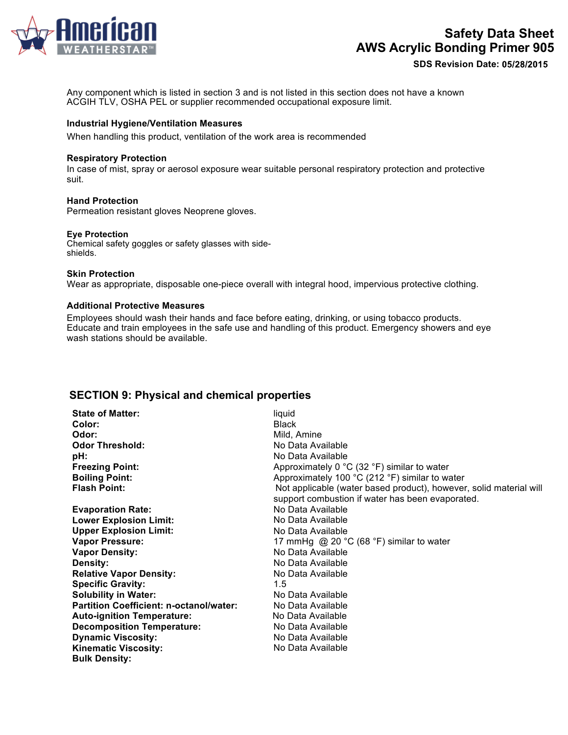Any component which is listed in section 3 and is not listed in this section does not have a known ACGIH TLV, OSHA PEL or supplier recommended occupational exposure limit.

**Industrial Hygiene/Ventilation Measures**

When handling this product, ventilation of the work area is recommended

**Respiratory Protection**

In case of mist, spray or aerosol exposure wear suitable personal respiratory protection and protective suit.

**Hand Protection**

Permeation resistant gloves Neoprene gloves.

**Eye Protection**

Chemical safety goggles or safety glasses with side-shields.

**Skin Protection**

Wear as appropriate, disposable one-piece overall with integral hood, impervious protective clothing.

**Additional Protective Measures**

Employees should wash their hands and face before eating, drinking, or using tobacco products. Educate and train employees in the safe use and handling of this product. Emergency showers and eye wash stations should be available.

## SECTION 9: Physical and chemical properties

| | |
|---|---|
| **State of Matter:** | liquid |
| **Color:** | Black |
| **Odor:** | Mild, Amine |
| **Odor Threshold:** | No Data Available |
| **pH:** | No Data Available |
| **Freezing Point:** | Approximately 0 °C (32 °F) similar to water |
| **Boiling Point:** | Approximately 100 °C (212 °F) similar to water |
| **Flash Point:** | Not applicable (water based product), however, solid material will support combustion if water has been evaporated. |
| **Evaporation Rate:** | No Data Available |
| **Lower Explosion Limit:** | No Data Available |
| **Upper Explosion Limit:** | No Data Available |
| **Vapor Pressure:** | 17 mmHg @ 20 °C (68 °F) similar to water |
| **Vapor Density:** | No Data Available |
| **Density:** | No Data Available |
| **Relative Vapor Density:** | No Data Available |
| **Specific Gravity:** | 1.5 |
| **Solubility in Water:** | No Data Available |
| **Partition Coefficient: n-octanol/water:** | No Data Available |
| **Auto-ignition Temperature:** | No Data Available |
| **Decomposition Temperature:** | No Data Available |
| **Dynamic Viscosity:** | No Data Available |
| **Kinematic Viscosity:** | No Data Available |
| **Bulk Density:** | |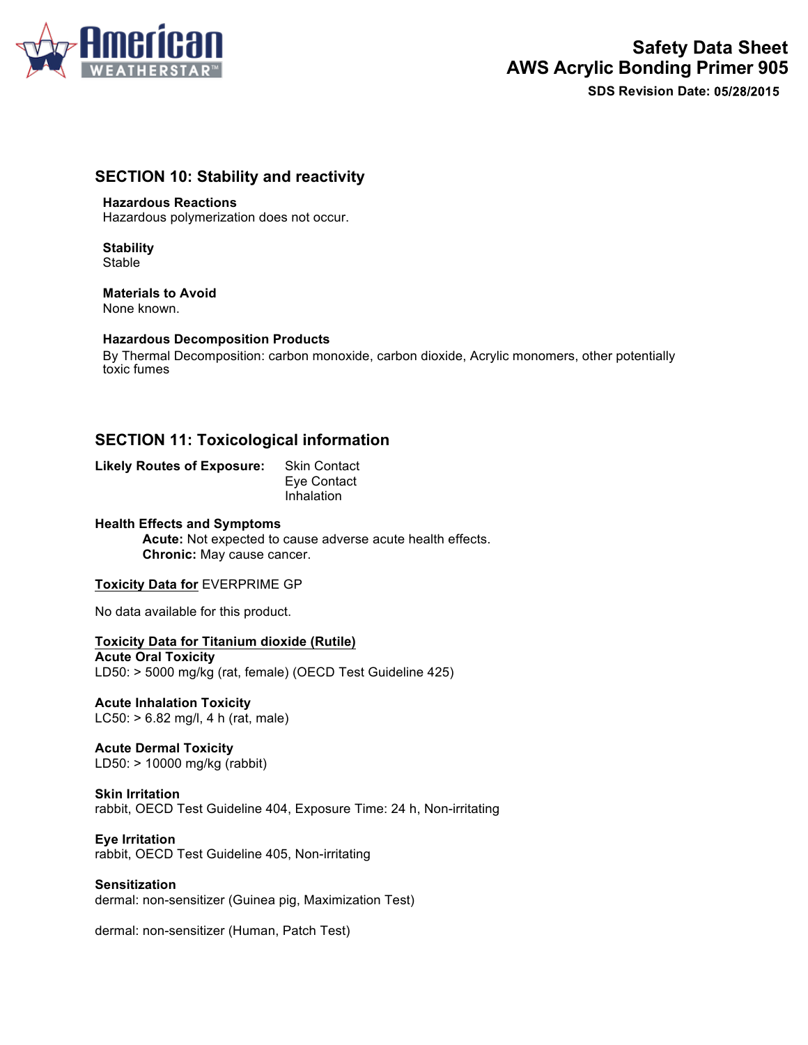## SECTION 10: Stability and reactivity

**Hazardous Reactions**
Hazardous polymerization does not occur.

**Stability**
Stable

**Materials to Avoid**
None known.

**Hazardous Decomposition Products**
By Thermal Decomposition: carbon monoxide, carbon dioxide, Acrylic monomers, other potentially toxic fumes

## SECTION 11: Toxicological information

**Likely Routes of Exposure:** Skin Contact
Eye Contact
Inhalation

**Health Effects and Symptoms**
**Acute:** Not expected to cause adverse acute health effects.
**Chronic:** May cause cancer.

**Toxicity Data for** EVERPRIME GP

No data available for this product.

**Toxicity Data for Titanium dioxide (Rutile)**
**Acute Oral Toxicity**
LD50: > 5000 mg/kg (rat, female) (OECD Test Guideline 425)

**Acute Inhalation Toxicity**
LC50: > 6.82 mg/l, 4 h (rat, male)

**Acute Dermal Toxicity**
LD50: > 10000 mg/kg (rabbit)

**Skin Irritation**
rabbit, OECD Test Guideline 404, Exposure Time: 24 h, Non-irritating

**Eye Irritation**
rabbit, OECD Test Guideline 405, Non-irritating

**Sensitization**
dermal: non-sensitizer (Guinea pig, Maximization Test)

dermal: non-sensitizer (Human, Patch Test)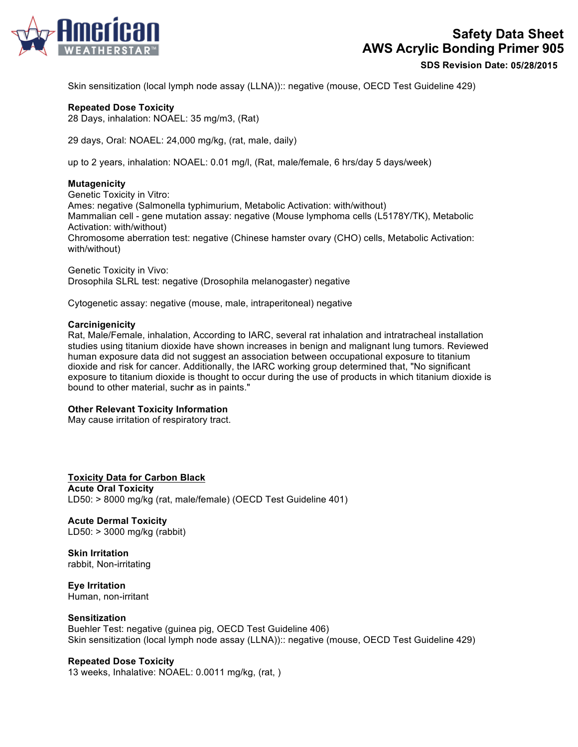Skin sensitization (local lymph node assay (LLNA)):: negative (mouse, OECD Test Guideline 429)

**Repeated Dose Toxicity**
28 Days, inhalation: NOAEL: 35 mg/m3, (Rat)

29 days, Oral: NOAEL: 24,000 mg/kg, (rat, male, daily)

up to 2 years, inhalation: NOAEL: 0.01 mg/l, (Rat, male/female, 6 hrs/day 5 days/week)

**Mutagenicity**
Genetic Toxicity in Vitro:
Ames: negative (Salmonella typhimurium, Metabolic Activation: with/without)
Mammalian cell - gene mutation assay: negative (Mouse lymphoma cells (L5178Y/TK), Metabolic Activation: with/without)
Chromosome aberration test: negative (Chinese hamster ovary (CHO) cells, Metabolic Activation: with/without)

Genetic Toxicity in Vivo:
Drosophila SLRL test: negative (Drosophila melanogaster) negative

Cytogenetic assay: negative (mouse, male, intraperitoneal) negative

**Carcinigenicity**
Rat, Male/Female, inhalation, According to IARC, several rat inhalation and intratracheal installation studies using titanium dioxide have shown increases in benign and malignant lung tumors. Reviewed human exposure data did not suggest an association between occupational exposure to titanium dioxide and risk for cancer. Additionally, the IARC working group determined that, "No significant exposure to titanium dioxide is thought to occur during the use of products in which titanium dioxide is bound to other material, suchr as in paints."

**Other Relevant Toxicity Information**
May cause irritation of respiratory tract.

**Toxicity Data for Carbon Black**

**Acute Oral Toxicity**
LD50: > 8000 mg/kg (rat, male/female) (OECD Test Guideline 401)

**Acute Dermal Toxicity**
LD50: > 3000 mg/kg (rabbit)

**Skin Irritation**
rabbit, Non-irritating

**Eye Irritation**
Human, non-irritant

**Sensitization**
Buehler Test: negative (guinea pig, OECD Test Guideline 406)
Skin sensitization (local lymph node assay (LLNA)):: negative (mouse, OECD Test Guideline 429)

**Repeated Dose Toxicity**
13 weeks, Inhalative: NOAEL: 0.0011 mg/kg, (rat, )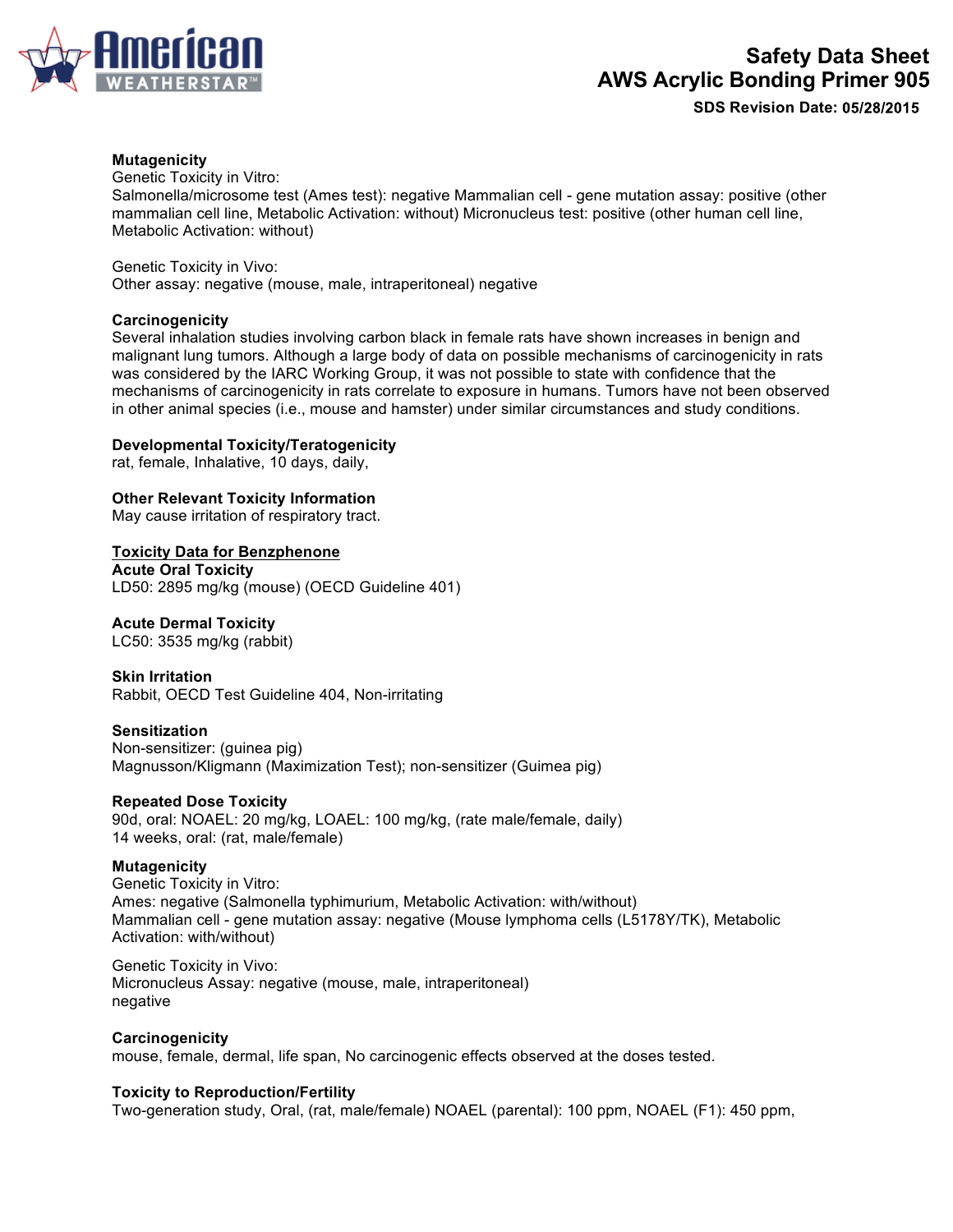**Mutagenicity**
Genetic Toxicity in Vitro:
Salmonella/microsome test (Ames test): negative Mammalian cell - gene mutation assay: positive (other mammalian cell line, Metabolic Activation: without) Micronucleus test: positive (other human cell line, Metabolic Activation: without)

Genetic Toxicity in Vivo:
Other assay: negative (mouse, male, intraperitoneal) negative

**Carcinogenicity**
Several inhalation studies involving carbon black in female rats have shown increases in benign and malignant lung tumors. Although a large body of data on possible mechanisms of carcinogenicity in rats was considered by the IARC Working Group, it was not possible to state with confidence that the mechanisms of carcinogenicity in rats correlate to exposure in humans. Tumors have not been observed in other animal species (i.e., mouse and hamster) under similar circumstances and study conditions.

**Developmental Toxicity/Teratogenicity**
rat, female, Inhalative, 10 days, daily,

**Other Relevant Toxicity Information**
May cause irritation of respiratory tract.

**Toxicity Data for Benzphenone**

**Acute Oral Toxicity**
LD50: 2895 mg/kg (mouse) (OECD Guideline 401)

**Acute Dermal Toxicity**
LC50: 3535 mg/kg (rabbit)

**Skin Irritation**
Rabbit, OECD Test Guideline 404, Non-irritating

**Sensitization**
Non-sensitizer: (guinea pig)
Magnusson/Kligmann (Maximization Test); non-sensitizer (Guimea pig)

**Repeated Dose Toxicity**
90d, oral: NOAEL: 20 mg/kg, LOAEL: 100 mg/kg, (rate male/female, daily)
14 weeks, oral: (rat, male/female)

**Mutagenicity**
Genetic Toxicity in Vitro:
Ames: negative (Salmonella typhimurium, Metabolic Activation: with/without)
Mammalian cell - gene mutation assay: negative (Mouse lymphoma cells (L5178Y/TK), Metabolic Activation: with/without)

Genetic Toxicity in Vivo:
Micronucleus Assay: negative (mouse, male, intraperitoneal)
negative

**Carcinogenicity**
mouse, female, dermal, life span, No carcinogenic effects observed at the doses tested.

**Toxicity to Reproduction/Fertility**
Two-generation study, Oral, (rat, male/female) NOAEL (parental): 100 ppm, NOAEL (F1): 450 ppm,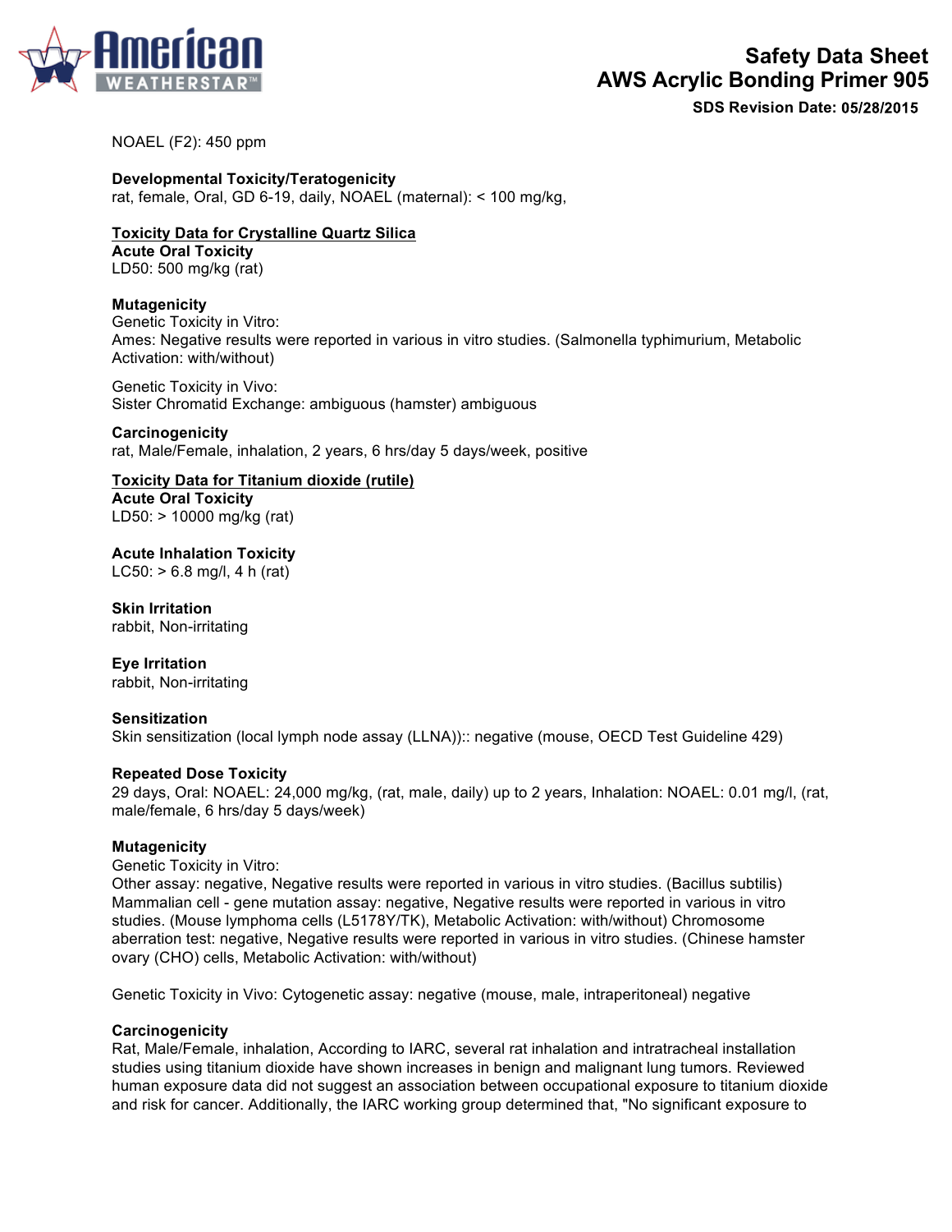NOAEL (F2): 450 ppm

**Developmental Toxicity/Teratogenicity**
rat, female, Oral, GD 6-19, daily, NOAEL (maternal): < 100 mg/kg,

**Toxicity Data for Crystalline Quartz Silica**

**Acute Oral Toxicity**
LD50: 500 mg/kg (rat)

**Mutagenicity**
Genetic Toxicity in Vitro:
Ames: Negative results were reported in various in vitro studies. (Salmonella typhimurium, Metabolic Activation: with/without)

Genetic Toxicity in Vivo:
Sister Chromatid Exchange: ambiguous (hamster) ambiguous

**Carcinogenicity**
rat, Male/Female, inhalation, 2 years, 6 hrs/day 5 days/week, positive

**Toxicity Data for Titanium dioxide (rutile)**

**Acute Oral Toxicity**
LD50: > 10000 mg/kg (rat)

**Acute Inhalation Toxicity**
LC50: > 6.8 mg/l, 4 h (rat)

**Skin Irritation**
rabbit, Non-irritating

**Eye Irritation**
rabbit, Non-irritating

**Sensitization**
Skin sensitization (local lymph node assay (LLNA)):: negative (mouse, OECD Test Guideline 429)

**Repeated Dose Toxicity**
29 days, Oral: NOAEL: 24,000 mg/kg, (rat, male, daily) up to 2 years, Inhalation: NOAEL: 0.01 mg/l, (rat, male/female, 6 hrs/day 5 days/week)

**Mutagenicity**
Genetic Toxicity in Vitro:
Other assay: negative, Negative results were reported in various in vitro studies. (Bacillus subtilis) Mammalian cell - gene mutation assay: negative, Negative results were reported in various in vitro studies. (Mouse lymphoma cells (L5178Y/TK), Metabolic Activation: with/without) Chromosome aberration test: negative, Negative results were reported in various in vitro studies. (Chinese hamster ovary (CHO) cells, Metabolic Activation: with/without)

Genetic Toxicity in Vivo: Cytogenetic assay: negative (mouse, male, intraperitoneal) negative

**Carcinogenicity**
Rat, Male/Female, inhalation, According to IARC, several rat inhalation and intratracheal installation studies using titanium dioxide have shown increases in benign and malignant lung tumors. Reviewed human exposure data did not suggest an association between occupational exposure to titanium dioxide and risk for cancer. Additionally, the IARC working group determined that, "No significant exposure to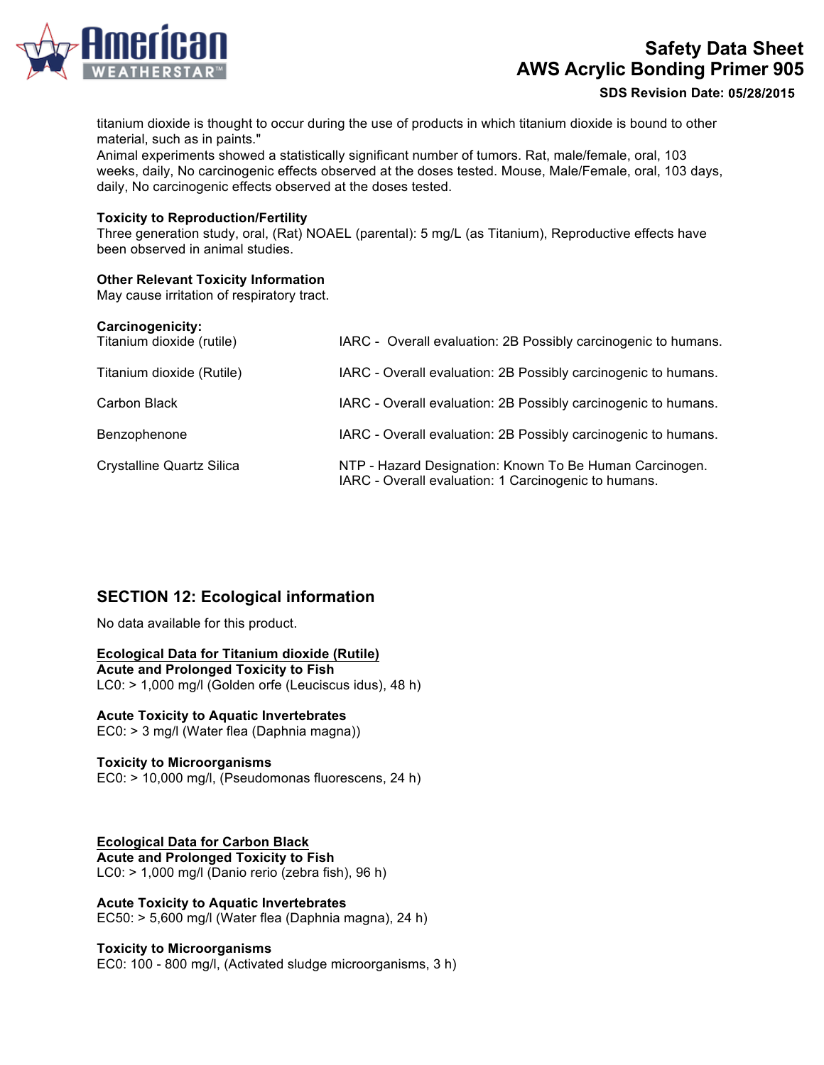titanium dioxide is thought to occur during the use of products in which titanium dioxide is bound to other material, such as in paints."
Animal experiments showed a statistically significant number of tumors. Rat, male/female, oral, 103 weeks, daily, No carcinogenic effects observed at the doses tested. Mouse, Male/Female, oral, 103 days, daily, No carcinogenic effects observed at the doses tested.

**Toxicity to Reproduction/Fertility**
Three generation study, oral, (Rat) NOAEL (parental): 5 mg/L (as Titanium), Reproductive effects have been observed in animal studies.

**Other Relevant Toxicity Information**
May cause irritation of respiratory tract.

**Carcinogenicity:**

| | |
|---|---|
| Titanium dioxide (rutile) | IARC - Overall evaluation: 2B Possibly carcinogenic to humans. |
| Titanium dioxide (Rutile) | IARC - Overall evaluation: 2B Possibly carcinogenic to humans. |
| Carbon Black | IARC - Overall evaluation: 2B Possibly carcinogenic to humans. |
| Benzophenone | IARC - Overall evaluation: 2B Possibly carcinogenic to humans. |
| Crystalline Quartz Silica | NTP - Hazard Designation: Known To Be Human Carcinogen. IARC - Overall evaluation: 1 Carcinogenic to humans. |

## SECTION 12: Ecological information

No data available for this product.

**Ecological Data for Titanium dioxide (Rutile)**
**Acute and Prolonged Toxicity to Fish**
LC0: > 1,000 mg/l (Golden orfe (Leuciscus idus), 48 h)

**Acute Toxicity to Aquatic Invertebrates**
EC0: > 3 mg/l (Water flea (Daphnia magna))

**Toxicity to Microorganisms**
EC0: > 10,000 mg/l, (Pseudomonas fluorescens, 24 h)

**Ecological Data for Carbon Black**
**Acute and Prolonged Toxicity to Fish**
LC0: > 1,000 mg/l (Danio rerio (zebra fish), 96 h)

**Acute Toxicity to Aquatic Invertebrates**
EC50: > 5,600 mg/l (Water flea (Daphnia magna), 24 h)

**Toxicity to Microorganisms**
EC0: 100 - 800 mg/l, (Activated sludge microorganisms, 3 h)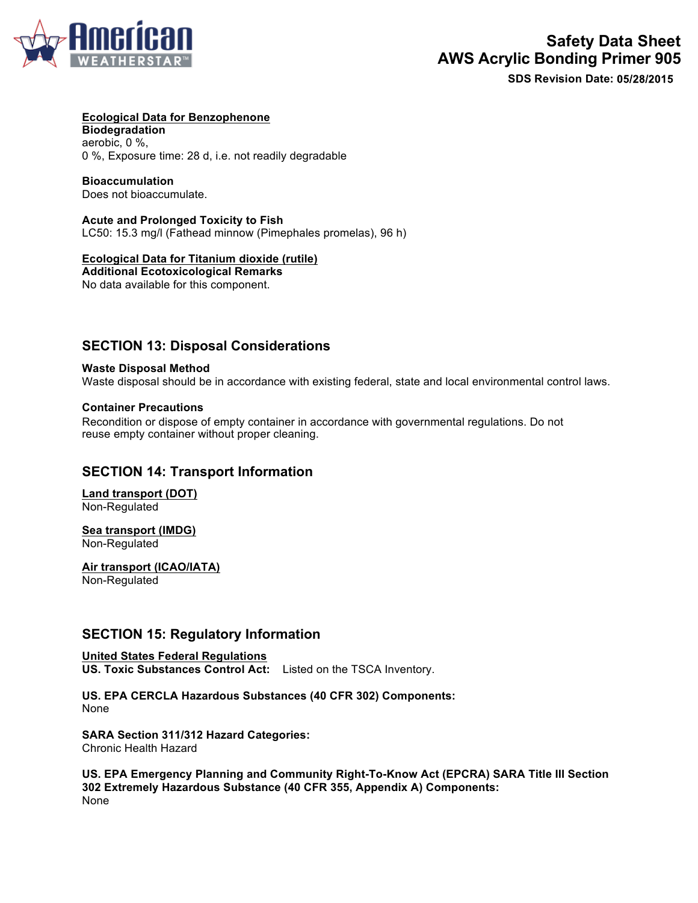**Ecological Data for Benzophenone**

**Biodegradation**
aerobic, 0 %,
0 %, Exposure time: 28 d, i.e. not readily degradable

**Bioaccumulation**
Does not bioaccumulate.

**Acute and Prolonged Toxicity to Fish**
LC50: 15.3 mg/l (Fathead minnow (Pimephales promelas), 96 h)

**Ecological Data for Titanium dioxide (rutile)**

**Additional Ecotoxicological Remarks**
No data available for this component.

## SECTION 13: Disposal Considerations

**Waste Disposal Method**
Waste disposal should be in accordance with existing federal, state and local environmental control laws.

**Container Precautions**
Recondition or dispose of empty container in accordance with governmental regulations. Do not reuse empty container without proper cleaning.

## SECTION 14: Transport Information

**Land transport (DOT)**
Non-Regulated

**Sea transport (IMDG)**
Non-Regulated

**Air transport (ICAO/IATA)**
Non-Regulated

## SECTION 15: Regulatory Information

**United States Federal Regulations**

**US. Toxic Substances Control Act:** Listed on the TSCA Inventory.

**US. EPA CERCLA Hazardous Substances (40 CFR 302) Components:**
None

**SARA Section 311/312 Hazard Categories:**
Chronic Health Hazard

**US. EPA Emergency Planning and Community Right-To-Know Act (EPCRA) SARA Title III Section 302 Extremely Hazardous Substance (40 CFR 355, Appendix A) Components:**
None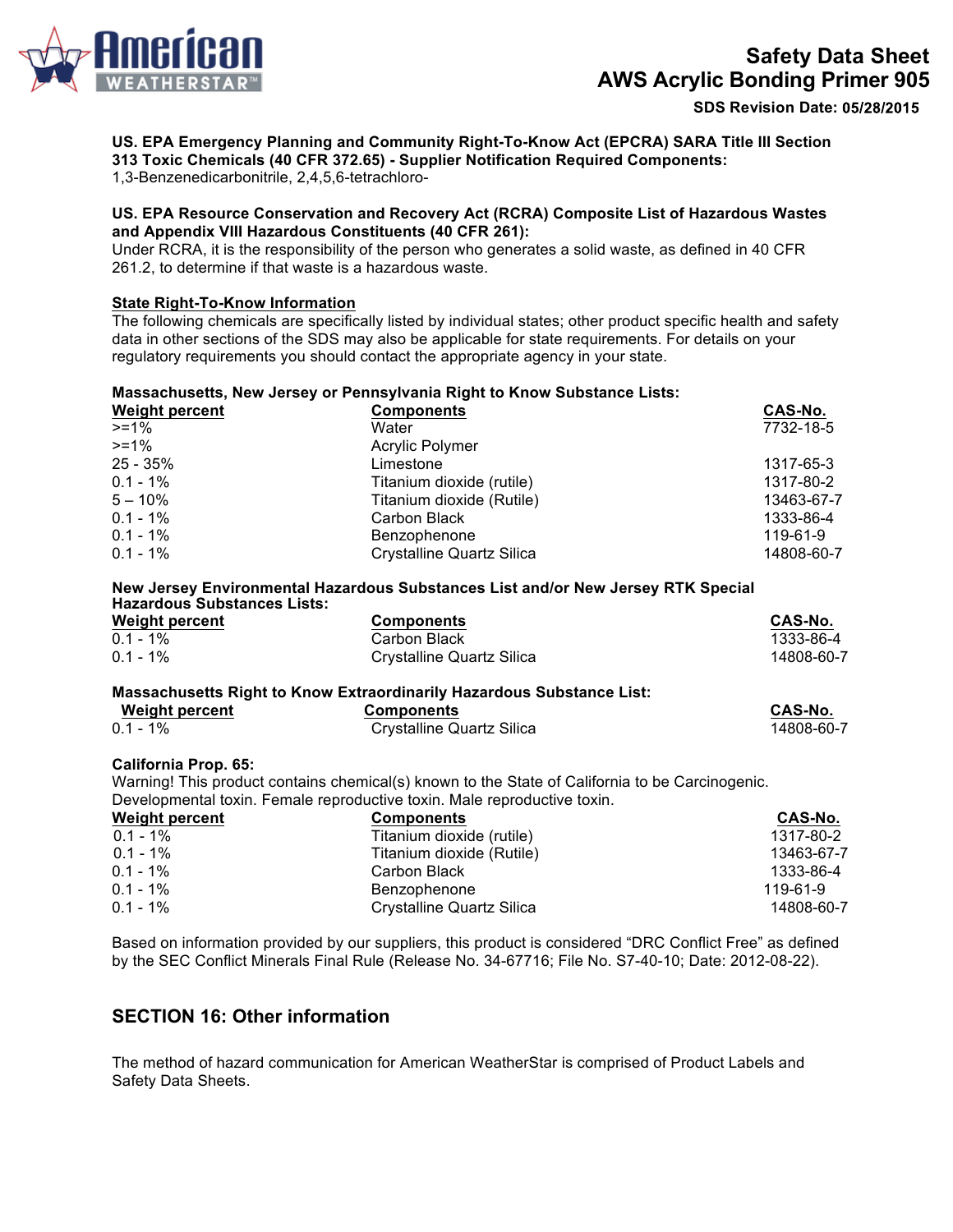**US. EPA Emergency Planning and Community Right-To-Know Act (EPCRA) SARA Title III Section 313 Toxic Chemicals (40 CFR 372.65) - Supplier Notification Required Components:**
1,3-Benzenedicarbonitrile, 2,4,5,6-tetrachloro-

**US. EPA Resource Conservation and Recovery Act (RCRA) Composite List of Hazardous Wastes and Appendix VIII Hazardous Constituents (40 CFR 261):**
Under RCRA, it is the responsibility of the person who generates a solid waste, as defined in 40 CFR 261.2, to determine if that waste is a hazardous waste.

**State Right-To-Know Information**
The following chemicals are specifically listed by individual states; other product specific health and safety data in other sections of the SDS may also be applicable for state requirements. For details on your regulatory requirements you should contact the appropriate agency in your state.

**Massachusetts, New Jersey or Pennsylvania Right to Know Substance Lists:**

| Weight percent | Components | CAS-No. |
|---|---|---|
| >=1% | Water | 7732-18-5 |
| >=1% | Acrylic Polymer | |
| 25 - 35% | Limestone | 1317-65-3 |
| 0.1 - 1% | Titanium dioxide (rutile) | 1317-80-2 |
| 5 – 10% | Titanium dioxide (Rutile) | 13463-67-7 |
| 0.1 - 1% | Carbon Black | 1333-86-4 |
| 0.1 - 1% | Benzophenone | 119-61-9 |
| 0.1 - 1% | Crystalline Quartz Silica | 14808-60-7 |

**New Jersey Environmental Hazardous Substances List and/or New Jersey RTK Special Hazardous Substances Lists:**

| Weight percent | Components | CAS-No. |
|---|---|---|
| 0.1 - 1% | Carbon Black | 1333-86-4 |
| 0.1 - 1% | Crystalline Quartz Silica | 14808-60-7 |

**Massachusetts Right to Know Extraordinarily Hazardous Substance List:**

| Weight percent | Components | CAS-No. |
|---|---|---|
| 0.1 - 1% | Crystalline Quartz Silica | 14808-60-7 |

**California Prop. 65:**
Warning! This product contains chemical(s) known to the State of California to be Carcinogenic. Developmental toxin. Female reproductive toxin. Male reproductive toxin.

| Weight percent | Components | CAS-No. |
|---|---|---|
| 0.1 - 1% | Titanium dioxide (rutile) | 1317-80-2 |
| 0.1 - 1% | Titanium dioxide (Rutile) | 13463-67-7 |
| 0.1 - 1% | Carbon Black | 1333-86-4 |
| 0.1 - 1% | Benzophenone | 119-61-9 |
| 0.1 - 1% | Crystalline Quartz Silica | 14808-60-7 |

Based on information provided by our suppliers, this product is considered "DRC Conflict Free" as defined by the SEC Conflict Minerals Final Rule (Release No. 34-67716; File No. S7-40-10; Date: 2012-08-22).

## SECTION 16: Other information

The method of hazard communication for American WeatherStar is comprised of Product Labels and Safety Data Sheets.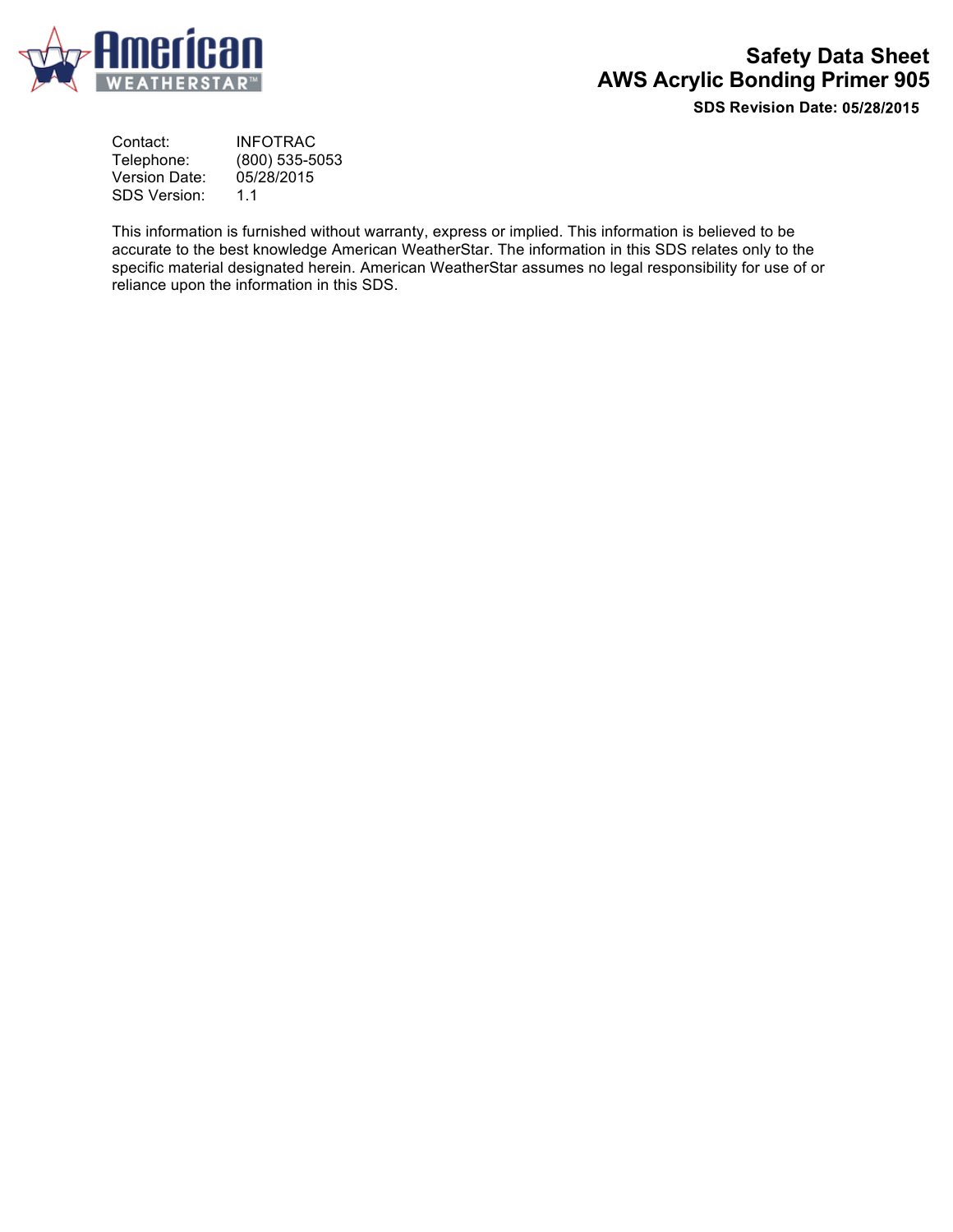| | |
|---|---|
| Contact: | INFOTRAC |
| Telephone: | (800) 535-5053 |
| Version Date: | 05/28/2015 |
| SDS Version: | 1.1 |

This information is furnished without warranty, express or implied. This information is believed to be accurate to the best knowledge American WeatherStar. The information in this SDS relates only to the specific material designated herein. American WeatherStar assumes no legal responsibility for use of or reliance upon the information in this SDS.